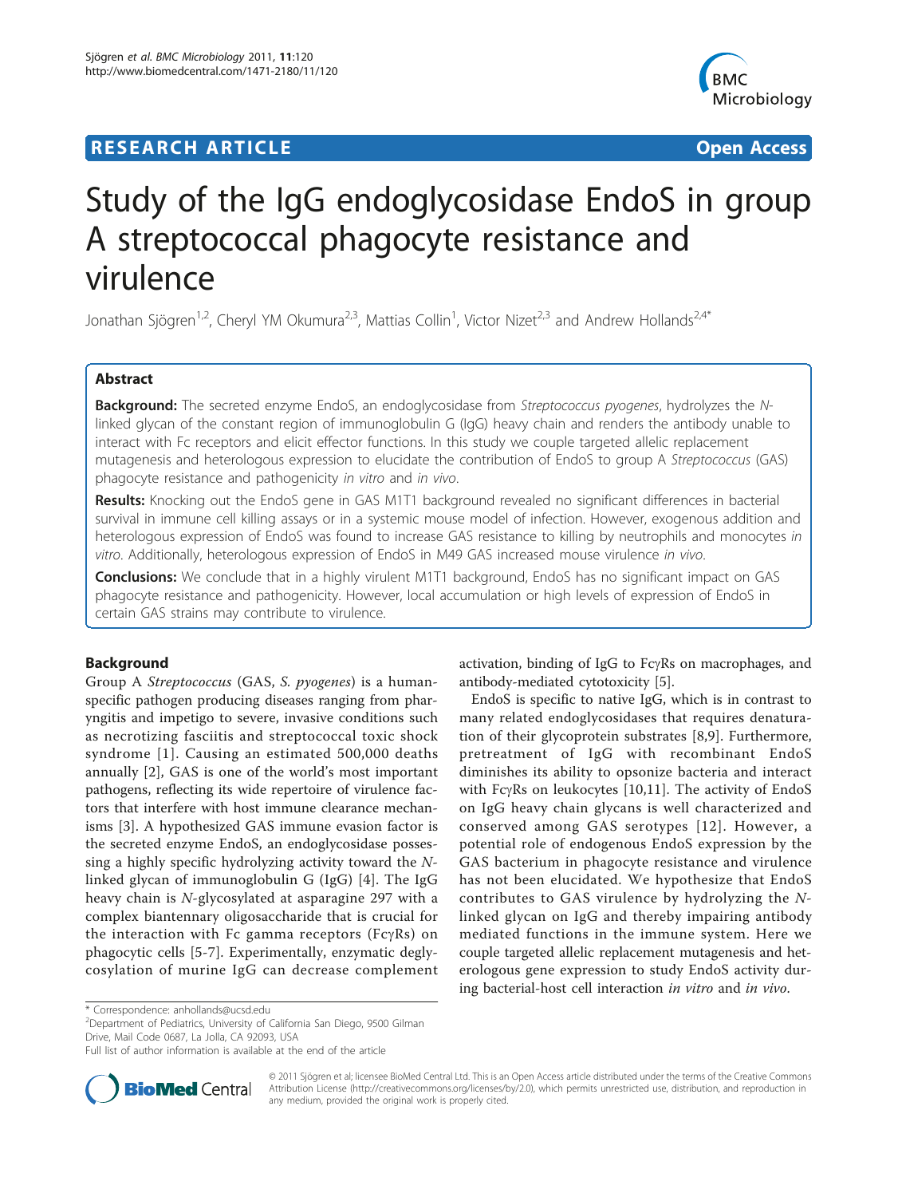# Study of the IgG endoglycosidase EndoS in group A streptococcal phagocyte resistance and virulence

Jonathan Sjögren[1,2], Cheryl YM Okumura[2,3], Mattias Collin[1], Victor Nizet[2,3] and Andrew Hollands[2,4*]

## Abstract

**Background:** The secreted enzyme EndoS, an endoglycosidase from *Streptococcus pyogenes*, hydrolyzes the *N*-linked glycan of the constant region of immunoglobulin G (IgG) heavy chain and renders the antibody unable to interact with Fc receptors and elicit effector functions. In this study we couple targeted allelic replacement mutagenesis and heterologous expression to elucidate the contribution of EndoS to group A *Streptococcus* (GAS) phagocyte resistance and pathogenicity *in vitro* and *in vivo*.

**Results:** Knocking out the EndoS gene in GAS M1T1 background revealed no significant differences in bacterial survival in immune cell killing assays or in a systemic mouse model of infection. However, exogenous addition and heterologous expression of EndoS was found to increase GAS resistance to killing by neutrophils and monocytes *in vitro*. Additionally, heterologous expression of EndoS in M49 GAS increased mouse virulence *in vivo*.

**Conclusions:** We conclude that in a highly virulent M1T1 background, EndoS has no significant impact on GAS phagocyte resistance and pathogenicity. However, local accumulation or high levels of expression of EndoS in certain GAS strains may contribute to virulence.

## Background

Group A *Streptococcus* (GAS, *S. pyogenes*) is a human-specific pathogen producing diseases ranging from pharyngitis and impetigo to severe, invasive conditions such as necrotizing fasciitis and streptococcal toxic shock syndrome [1]. Causing an estimated 500,000 deaths annually [2], GAS is one of the world's most important pathogens, reflecting its wide repertoire of virulence factors that interfere with host immune clearance mechanisms [3]. A hypothesized GAS immune evasion factor is the secreted enzyme EndoS, an endoglycosidase possessing a highly specific hydrolyzing activity toward the *N*-linked glycan of immunoglobulin G (IgG) [4]. The IgG heavy chain is *N*-glycosylated at asparagine 297 with a complex biantennary oligosaccharide that is crucial for the interaction with Fc gamma receptors (FcγRs) on phagocytic cells [5-7]. Experimentally, enzymatic deglycosylation of murine IgG can decrease complement activation, binding of IgG to FcγRs on macrophages, and antibody-mediated cytotoxicity [5].

EndoS is specific to native IgG, which is in contrast to many related endoglycosidases that requires denaturation of their glycoprotein substrates [8,9]. Furthermore, pretreatment of IgG with recombinant EndoS diminishes its ability to opsonize bacteria and interact with FcγRs on leukocytes [10,11]. The activity of EndoS on IgG heavy chain glycans is well characterized and conserved among GAS serotypes [12]. However, a potential role of endogenous EndoS expression by the GAS bacterium in phagocyte resistance and virulence has not been elucidated. We hypothesize that EndoS contributes to GAS virulence by hydrolyzing the *N*-linked glycan on IgG and thereby impairing antibody mediated functions in the immune system. Here we couple targeted allelic replacement mutagenesis and heterologous gene expression to study EndoS activity during bacterial-host cell interaction *in vitro* and *in vivo*.

\* Correspondence: anhollands@ucsd.edu

[2]Department of Pediatrics, University of California San Diego, 9500 Gilman Drive, Mail Code 0687, La Jolla, CA 92093, USA

Full list of author information is available at the end of the article

© 2011 Sjögren et al; licensee BioMed Central Ltd. This is an Open Access article distributed under the terms of the Creative Commons Attribution License (http://creativecommons.org/licenses/by/2.0), which permits unrestricted use, distribution, and reproduction in any medium, provided the original work is properly cited.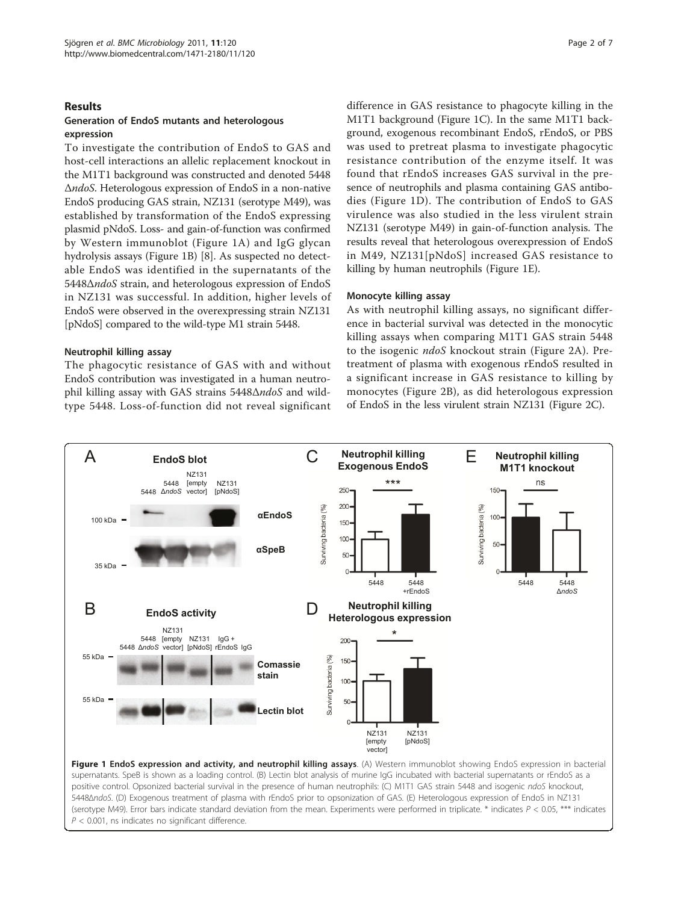## Results

### Generation of EndoS mutants and heterologous expression

To investigate the contribution of EndoS to GAS and host-cell interactions an allelic replacement knockout in the M1T1 background was constructed and denoted 5448 Δ*ndoS*. Heterologous expression of EndoS in a non-native EndoS producing GAS strain, NZ131 (serotype M49), was established by transformation of the EndoS expressing plasmid pNdoS. Loss- and gain-of-function was confirmed by Western immunoblot (Figure 1A) and IgG glycan hydrolysis assays (Figure 1B) [8]. As suspected no detectable EndoS was identified in the supernatants of the 5448Δ*ndoS* strain, and heterologous expression of EndoS in NZ131 was successful. In addition, higher levels of EndoS were observed in the overexpressing strain NZ131 [pNdoS] compared to the wild-type M1 strain 5448.

### Neutrophil killing assay

The phagocytic resistance of GAS with and without EndoS contribution was investigated in a human neutrophil killing assay with GAS strains 5448Δ*ndoS* and wild-type 5448. Loss-of-function did not reveal significant difference in GAS resistance to phagocyte killing in the M1T1 background (Figure 1C). In the same M1T1 background, exogenous recombinant EndoS, rEndoS, or PBS was used to pretreat plasma to investigate phagocytic resistance contribution of the enzyme itself. It was found that rEndoS increases GAS survival in the presence of neutrophils and plasma containing GAS antibodies (Figure 1D). The contribution of EndoS to GAS virulence was also studied in the less virulent strain NZ131 (serotype M49) in gain-of-function analysis. The results reveal that heterologous overexpression of EndoS in M49, NZ131[pNdoS] increased GAS resistance to killing by human neutrophils (Figure 1E).

### Monocyte killing assay

As with neutrophil killing assays, no significant difference in bacterial survival was detected in the monocytic killing assays when comparing M1T1 GAS strain 5448 to the isogenic *ndoS* knockout strain (Figure 2A). Pretreatment of plasma with exogenous rEndoS resulted in a significant increase in GAS resistance to killing by monocytes (Figure 2B), as did heterologous expression of EndoS in the less virulent strain NZ131 (Figure 2C).

**Figure 1 EndoS expression and activity, and neutrophil killing assays**. (A) Western immunoblot showing EndoS expression in bacterial supernatants. SpeB is shown as a loading control. (B) Lectin blot analysis of murine IgG incubated with bacterial supernatants or rEndoS as a positive control. Opsonized bacterial survival in the presence of human neutrophils: (C) M1T1 GAS strain 5448 and isogenic *ndoS* knockout, 5448Δ*ndoS*. (D) Exogenous treatment of plasma with rEndoS prior to opsonization of GAS. (E) Heterologous expression of EndoS in NZ131 (serotype M49). Error bars indicate standard deviation from the mean. Experiments were performed in triplicate. * indicates $P < 0.05$, *** indicates $P < 0.001$, ns indicates no significant difference.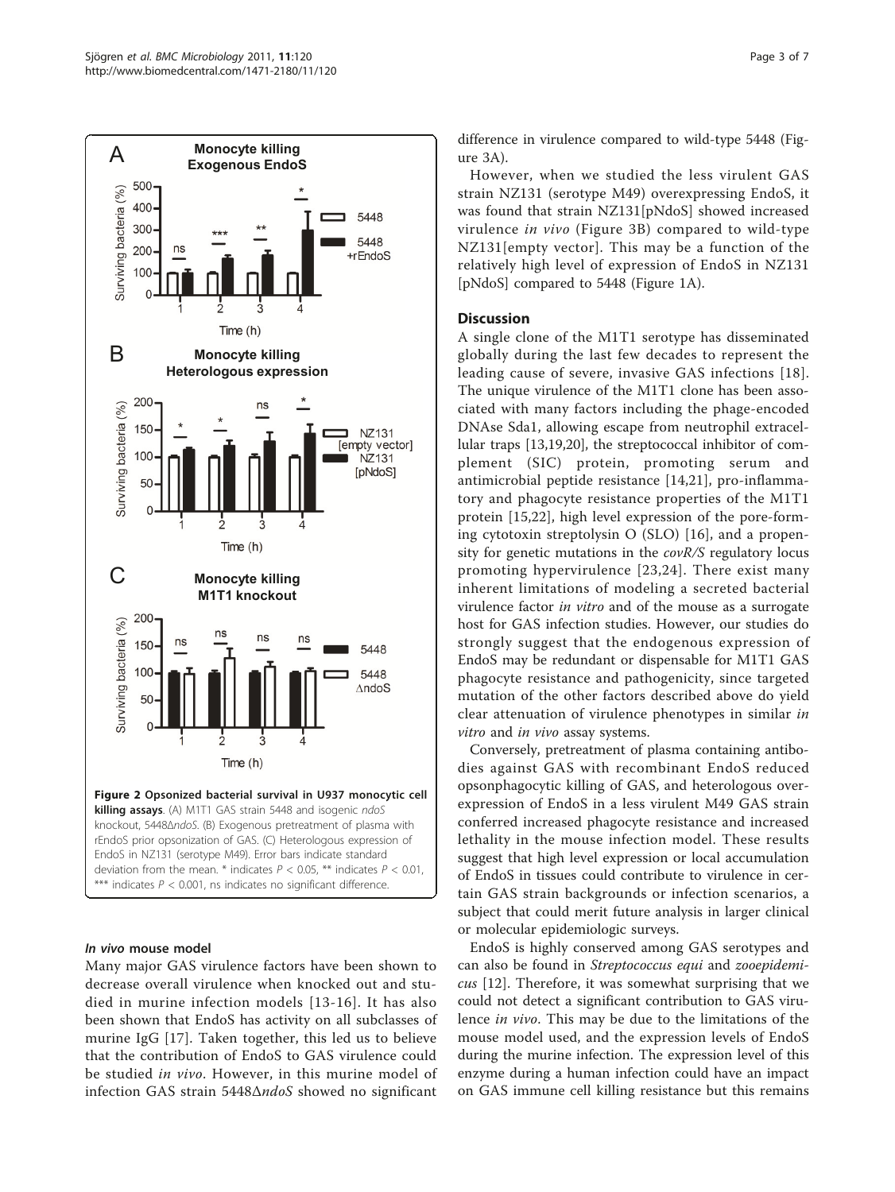Figure 2 **Opsonized bacterial survival in U937 monocytic cell killing assays**. (A) M1T1 GAS strain 5448 and isogenic *ndoS* knockout, 5448Δ*ndoS*. (B) Exogenous pretreatment of plasma with rEndoS prior opsonization of GAS. (C) Heterologous expression of EndoS in NZ131 (serotype M49). Error bars indicate standard deviation from the mean. * indicates $P < 0.05$, ** indicates $P < 0.01$, *** indicates $P < 0.001$, ns indicates no significant difference.

### *In vivo* mouse model

Many major GAS virulence factors have been shown to decrease overall virulence when knocked out and studied in murine infection models [13-16]. It has also been shown that EndoS has activity on all subclasses of murine IgG [17]. Taken together, this led us to believe that the contribution of EndoS to GAS virulence could be studied *in vivo*. However, in this murine model of infection GAS strain 5448Δ*ndoS* showed no significant difference in virulence compared to wild-type 5448 (Figure 3A).

However, when we studied the less virulent GAS strain NZ131 (serotype M49) overexpressing EndoS, it was found that strain NZ131[pNdoS] showed increased virulence *in vivo* (Figure 3B) compared to wild-type NZ131[empty vector]. This may be a function of the relatively high level of expression of EndoS in NZ131 [pNdoS] compared to 5448 (Figure 1A).

## Discussion

A single clone of the M1T1 serotype has disseminated globally during the last few decades to represent the leading cause of severe, invasive GAS infections [18]. The unique virulence of the M1T1 clone has been associated with many factors including the phage-encoded DNAse Sda1, allowing escape from neutrophil extracellular traps [13,19,20], the streptococcal inhibitor of complement (SIC) protein, promoting serum and antimicrobial peptide resistance [14,21], pro-inflammatory and phagocyte resistance properties of the M1T1 protein [15,22], high level expression of the pore-forming cytotoxin streptolysin O (SLO) [16], and a propensity for genetic mutations in the *covR/S* regulatory locus promoting hypervirulence [23,24]. There exist many inherent limitations of modeling a secreted bacterial virulence factor *in vitro* and of the mouse as a surrogate host for GAS infection studies. However, our studies do strongly suggest that the endogenous expression of EndoS may be redundant or dispensable for M1T1 GAS phagocyte resistance and pathogenicity, since targeted mutation of the other factors described above do yield clear attenuation of virulence phenotypes in similar *in vitro* and *in vivo* assay systems.

Conversely, pretreatment of plasma containing antibodies against GAS with recombinant EndoS reduced opsonphagocytic killing of GAS, and heterologous overexpression of EndoS in a less virulent M49 GAS strain conferred increased phagocyte resistance and increased lethality in the mouse infection model. These results suggest that high level expression or local accumulation of EndoS in tissues could contribute to virulence in certain GAS strain backgrounds or infection scenarios, a subject that could merit future analysis in larger clinical or molecular epidemiologic surveys.

EndoS is highly conserved among GAS serotypes and can also be found in *Streptococcus equi* and *zooepidemicus* [12]. Therefore, it was somewhat surprising that we could not detect a significant contribution to GAS virulence *in vivo*. This may be due to the limitations of the mouse model used, and the expression levels of EndoS during the murine infection. The expression level of this enzyme during a human infection could have an impact on GAS immune cell killing resistance but this remains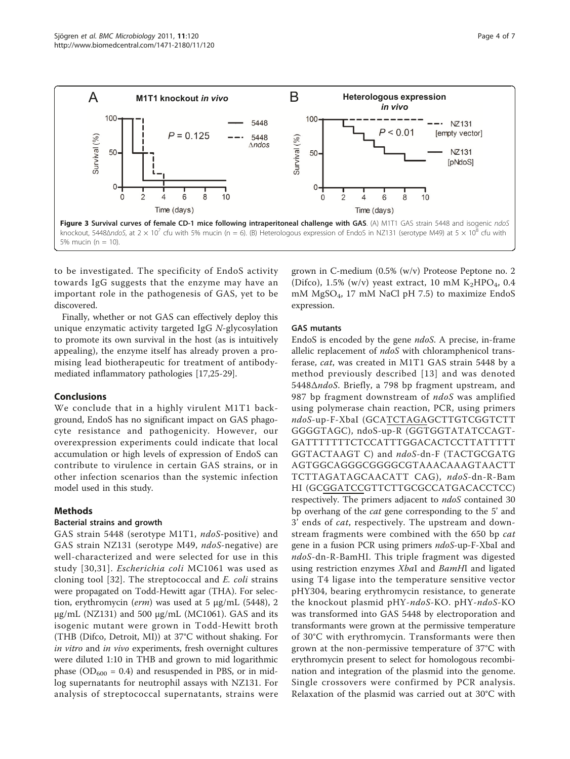Figure 3 Survival curves of female CD-1 mice following intraperitoneal challenge with GAS. (A) M1T1 GAS strain 5448 and isogenic *ndoS* knockout, 5448Δ*ndoS*, at $2 \times 10^7$ cfu with 5% mucin (n = 6). (B) Heterologous expression of EndoS in NZ131 (serotype M49) at $5 \times 10^8$ cfu with 5% mucin (n = 10).

to be investigated. The specificity of EndoS activity towards IgG suggests that the enzyme may have an important role in the pathogenesis of GAS, yet to be discovered.

Finally, whether or not GAS can effectively deploy this unique enzymatic activity targeted IgG *N*-glycosylation to promote its own survival in the host (as is intuitively appealing), the enzyme itself has already proven a promising lead biotherapeutic for treatment of antibody-mediated inflammatory pathologies [17,25-29].

## Conclusions

We conclude that in a highly virulent M1T1 background, EndoS has no significant impact on GAS phagocyte resistance and pathogenicity. However, our overexpression experiments could indicate that local accumulation or high levels of expression of EndoS can contribute to virulence in certain GAS strains, or in other infection scenarios than the systemic infection model used in this study.

## Methods

### Bacterial strains and growth

GAS strain 5448 (serotype M1T1, *ndoS*-positive) and GAS strain NZ131 (serotype M49, *ndoS*-negative) are well-characterized and were selected for use in this study [30,31]. *Escherichia coli* MC1061 was used as cloning tool [32]. The streptococcal and *E. coli* strains were propagated on Todd-Hewitt agar (THA). For selection, erythromycin (*erm*) was used at 5 μg/mL (5448), 2 μg/mL (NZ131) and 500 μg/mL (MC1061). GAS and its isogenic mutant were grown in Todd-Hewitt broth (THB (Difco, Detroit, MI)) at 37°C without shaking. For *in vitro* and *in vivo* experiments, fresh overnight cultures were diluted 1:10 in THB and grown to mid logarithmic phase ($OD_{600}$ = 0.4) and resuspended in PBS, or in mid-log supernatants for neutrophil assays with NZ131. For analysis of streptococcal supernatants, strains were grown in C-medium (0.5% (w/v) Proteose Peptone no. 2 (Difco), 1.5% (w/v) yeast extract, 10 mM $K_2HPO_4$, 0.4 mM $MgSO_4$, 17 mM NaCl pH 7.5) to maximize EndoS expression.

### GAS mutants

EndoS is encoded by the gene *ndoS*. A precise, in-frame allelic replacement of *ndoS* with chloramphenicol transferase, *cat*, was created in M1T1 GAS strain 5448 by a method previously described [13] and was denoted 5448Δ*ndoS*. Briefly, a 798 bp fragment upstream, and 987 bp fragment downstream of *ndoS* was amplified using polymerase chain reaction, PCR, using primers *ndoS*-up-F-XbaI (GCATCTAGAGCTTGTCGGTCTT GGGGTAGC), ndoS-up-R (GGTGGTATATCCAGT-GATTTTTTTCTCCATTTGGACACTCCTTATTTTT GGTACTAAGT C) and *ndoS*-dn-F (TACTGCGATG AGTGGCAGGGCGGGGCGTAAACAAAGTAACTT TCTTAGATAGCAACATT CAG), *ndoS*-dn-R-Bam HI (GCGGATCCGTTCTTGCGCCATGACACCTCC) respectively. The primers adjacent to *ndoS* contained 30 bp overhang of the *cat* gene corresponding to the 5' and 3' ends of *cat*, respectively. The upstream and downstream fragments were combined with the 650 bp *cat* gene in a fusion PCR using primers *ndoS*-up-F-XbaI and *ndoS*-dn-R-BamHI. This triple fragment was digested using restriction enzymes *Xba*I and *BamH*I and ligated using T4 ligase into the temperature sensitive vector pHY304, bearing erythromycin resistance, to generate the knockout plasmid pHY-*ndoS*-KO. pHY-*ndoS*-KO was transformed into GAS 5448 by electroporation and transformants were grown at the permissive temperature of 30°C with erythromycin. Transformants were then grown at the non-permissive temperature of 37°C with erythromycin present to select for homologous recombination and integration of the plasmid into the genome. Single crossovers were confirmed by PCR analysis. Relaxation of the plasmid was carried out at 30°C with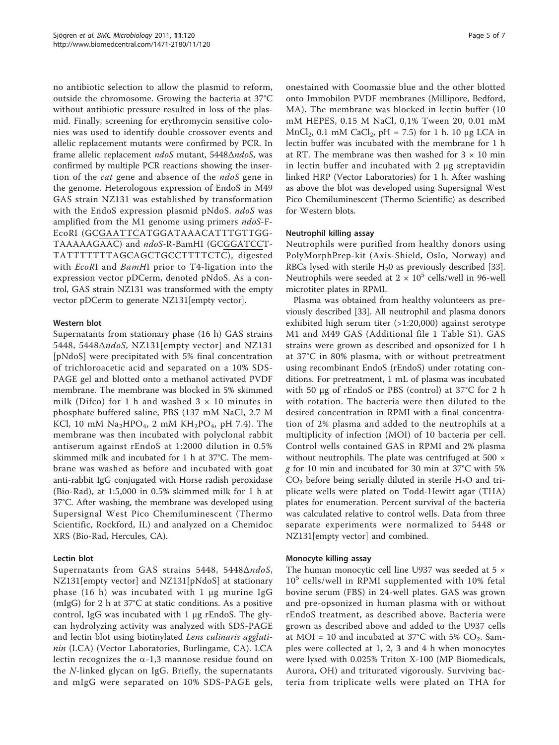no antibiotic selection to allow the plasmid to reform, outside the chromosome. Growing the bacteria at 37°C without antibiotic pressure resulted in loss of the plasmid. Finally, screening for erythromycin sensitive colonies was used to identify double crossover events and allelic replacement mutants were confirmed by PCR. In frame allelic replacement *ndoS* mutant, 5448Δ*ndoS*, was confirmed by multiple PCR reactions showing the insertion of the *cat* gene and absence of the *ndoS* gene in the genome. Heterologous expression of EndoS in M49 GAS strain NZ131 was established by transformation with the EndoS expression plasmid pNdoS. *ndoS* was amplified from the M1 genome using primers *ndoS*-F-EcoRI (GCGAATTCATGGATAAACATTTGTTGGTAAAAAGAAC) and *ndoS*-R-BamHI (GCGGATCCTTATTTTTTTAGCAGCTGCCTTTTCTC), digested with *EcoR*I and *BamH*I prior to T4-ligation into the expression vector pDCerm, denoted pNdoS. As a control, GAS strain NZ131 was transformed with the empty vector pDCerm to generate NZ131[empty vector].

### Western blot

Supernatants from stationary phase (16 h) GAS strains 5448, 5448Δ*ndoS*, NZ131[empty vector] and NZ131 [pNdoS] were precipitated with 5% final concentration of trichloroacetic acid and separated on a 10% SDS-PAGE gel and blotted onto a methanol activated PVDF membrane. The membrane was blocked in 5% skimmed milk (Difco) for 1 h and washed 3 × 10 minutes in phosphate buffered saline, PBS (137 mM NaCl, 2.7 M KCl, 10 mM $Na_2HPO_4$, 2 mM $KH_2PO_4$, pH 7.4). The membrane was then incubated with polyclonal rabbit antiserum against rEndoS at 1:2000 dilution in 0.5% skimmed milk and incubated for 1 h at 37°C. The membrane was washed as before and incubated with goat anti-rabbit IgG conjugated with Horse radish peroxidase (Bio-Rad), at 1:5,000 in 0.5% skimmed milk for 1 h at 37°C. After washing, the membrane was developed using Supersignal West Pico Chemiluminescent (Thermo Scientific, Rockford, IL) and analyzed on a Chemidoc XRS (Bio-Rad, Hercules, CA).

### Lectin blot

Supernatants from GAS strains 5448, 5448Δ*ndoS*, NZ131[empty vector] and NZ131[pNdoS] at stationary phase (16 h) was incubated with 1 μg murine IgG (mIgG) for 2 h at 37°C at static conditions. As a positive control, IgG was incubated with 1 μg rEndoS. The glycan hydrolyzing activity was analyzed with SDS-PAGE and lectin blot using biotinylated *Lens culinaris agglutinin* (LCA) (Vector Laboratories, Burlingame, CA). LCA lectin recognizes the α-1,3 mannose residue found on the *N*-linked glycan on IgG. Briefly, the supernatants and mIgG were separated on 10% SDS-PAGE gels, onestained with Coomassie blue and the other blotted onto Immobilon PVDF membranes (Millipore, Bedford, MA). The membrane was blocked in lectin buffer (10 mM HEPES, 0.15 M NaCl, 0,1% Tween 20, 0.01 mM $MnCl_2$, 0.1 mM $CaCl_2$, pH = 7.5) for 1 h. 10 μg LCA in lectin buffer was incubated with the membrane for 1 h at RT. The membrane was then washed for 3 × 10 min in lectin buffer and incubated with 2 μg streptavidin linked HRP (Vector Laboratories) for 1 h. After washing as above the blot was developed using Supersignal West Pico Chemiluminescent (Thermo Scientific) as described for Western blots.

### Neutrophil killing assay

Neutrophils were purified from healthy donors using PolyMorphPrep-kit (Axis-Shield, Oslo, Norway) and RBCs lysed with sterile $H_2$0 as previously described [33]. Neutrophils were seeded at $2 \times 10^5$ cells/well in 96-well microtiter plates in RPMI.

Plasma was obtained from healthy volunteers as previously described [33]. All neutrophil and plasma donors exhibited high serum titer (>1:20,000) against serotype M1 and M49 GAS (Additional file 1 Table S1). GAS strains were grown as described and opsonized for 1 h at 37°C in 80% plasma, with or without pretreatment using recombinant EndoS (rEndoS) under rotating conditions. For pretreatment, 1 mL of plasma was incubated with 50 μg of rEndoS or PBS (control) at 37°C for 2 h with rotation. The bacteria were then diluted to the desired concentration in RPMI with a final concentration of 2% plasma and added to the neutrophils at a multiplicity of infection (MOI) of 10 bacteria per cell. Control wells contained GAS in RPMI and 2% plasma without neutrophils. The plate was centrifuged at 500 × *g* for 10 min and incubated for 30 min at 37°C with 5% $CO_2$ before being serially diluted in sterile $H_2O$ and triplicate wells were plated on Todd-Hewitt agar (THA) plates for enumeration. Percent survival of the bacteria was calculated relative to control wells. Data from three separate experiments were normalized to 5448 or NZ131[empty vector] and combined.

### Monocyte killing assay

The human monocytic cell line U937 was seeded at 5 × $10^5$ cells/well in RPMI supplemented with 10% fetal bovine serum (FBS) in 24-well plates. GAS was grown and pre-opsonized in human plasma with or without rEndoS treatment, as described above. Bacteria were grown as described above and added to the U937 cells at MOI = 10 and incubated at 37°C with 5% $CO_2$. Samples were collected at 1, 2, 3 and 4 h when monocytes were lysed with 0.025% Triton X-100 (MP Biomedicals, Aurora, OH) and triturated vigorously. Surviving bacteria from triplicate wells were plated on THA for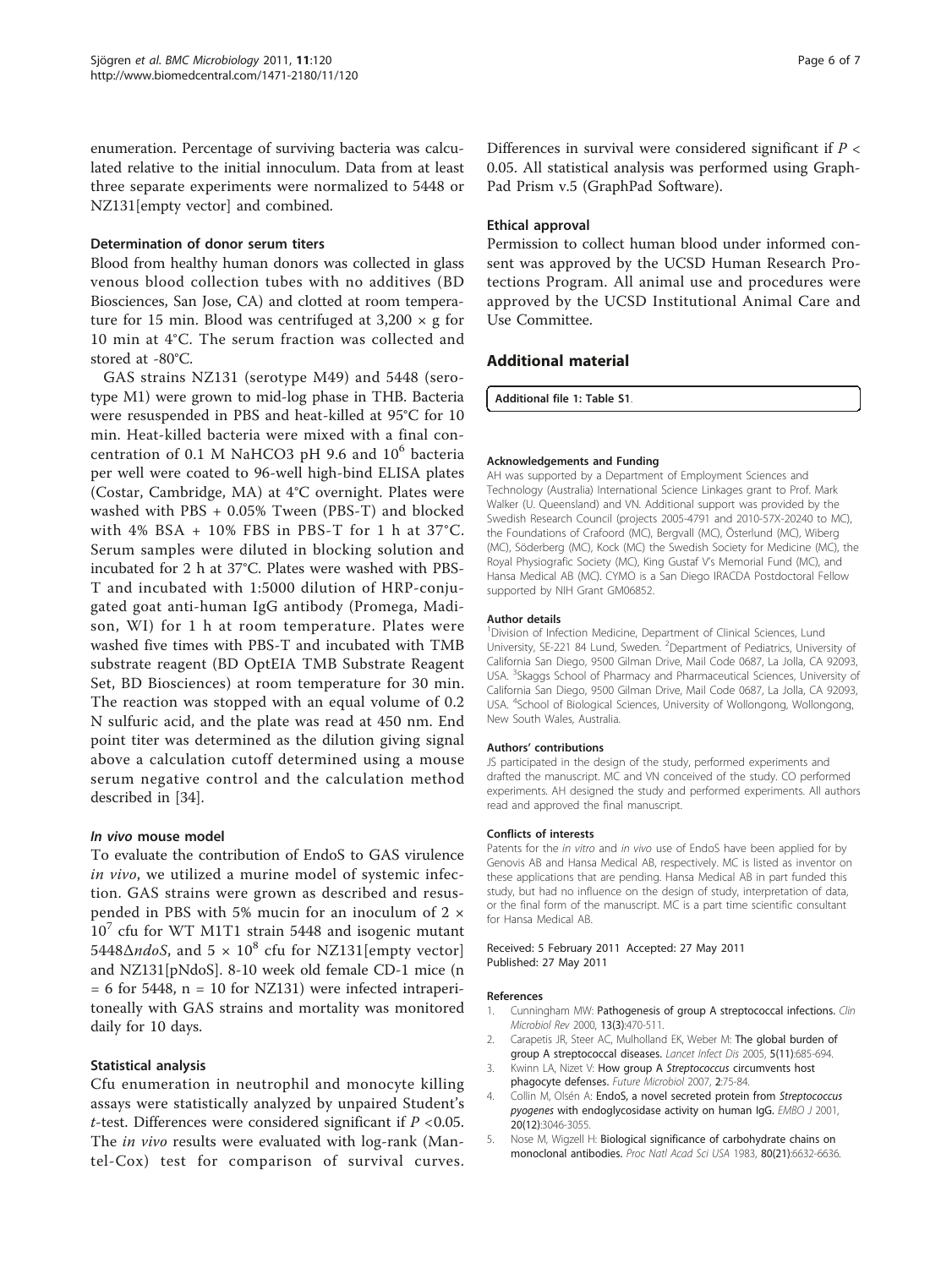enumeration. Percentage of surviving bacteria was calculated relative to the initial innoculum. Data from at least three separate experiments were normalized to 5448 or NZ131[empty vector] and combined.

### Determination of donor serum titers

Blood from healthy human donors was collected in glass venous blood collection tubes with no additives (BD Biosciences, San Jose, CA) and clotted at room temperature for 15 min. Blood was centrifuged at 3,200 × g for 10 min at 4°C. The serum fraction was collected and stored at -80°C.

GAS strains NZ131 (serotype M49) and 5448 (serotype M1) were grown to mid-log phase in THB. Bacteria were resuspended in PBS and heat-killed at 95°C for 10 min. Heat-killed bacteria were mixed with a final concentration of 0.1 M $NaHCO_3$ pH 9.6 and $10^6$ bacteria per well were coated to 96-well high-bind ELISA plates (Costar, Cambridge, MA) at 4°C overnight. Plates were washed with PBS + 0.05% Tween (PBS-T) and blocked with 4% BSA + 10% FBS in PBS-T for 1 h at 37°C. Serum samples were diluted in blocking solution and incubated for 2 h at 37°C. Plates were washed with PBS-T and incubated with 1:5000 dilution of HRP-conjugated goat anti-human IgG antibody (Promega, Madison, WI) for 1 h at room temperature. Plates were washed five times with PBS-T and incubated with TMB substrate reagent (BD OptEIA TMB Substrate Reagent Set, BD Biosciences) at room temperature for 30 min. The reaction was stopped with an equal volume of 0.2 N sulfuric acid, and the plate was read at 450 nm. End point titer was determined as the dilution giving signal above a calculation cutoff determined using a mouse serum negative control and the calculation method described in [34].

### *In vivo* mouse model

To evaluate the contribution of EndoS to GAS virulence *in vivo*, we utilized a murine model of systemic infection. GAS strains were grown as described and resuspended in PBS with 5% mucin for an inoculum of $2 \times 10^7$ cfu for WT M1T1 strain 5448 and isogenic mutant 5448Δ*ndoS*, and $5 \times 10^8$ cfu for NZ131[empty vector] and NZ131[pNdoS]. 8-10 week old female CD-1 mice (n = 6 for 5448, n = 10 for NZ131) were infected intraperitoneally with GAS strains and mortality was monitored daily for 10 days.

### Statistical analysis

Cfu enumeration in neutrophil and monocyte killing assays were statistically analyzed by unpaired Student's *t*-test. Differences were considered significant if $P < 0.05$. The *in vivo* results were evaluated with log-rank (Mantel-Cox) test for comparison of survival curves. Differences in survival were considered significant if $P < 0.05$. All statistical analysis was performed using GraphPad Prism v.5 (GraphPad Software).

### Ethical approval

Permission to collect human blood under informed consent was approved by the UCSD Human Research Protections Program. All animal use and procedures were approved by the UCSD Institutional Animal Care and Use Committee.

## Additional material

**Additional file 1: Table S1.**

#### Acknowledgements and Funding

AH was supported by a Department of Employment Sciences and Technology (Australia) International Science Linkages grant to Prof. Mark Walker (U. Queensland) and VN. Additional support was provided by the Swedish Research Council (projects 2005-4791 and 2010-57X-20240 to MC), the Foundations of Crafoord (MC), Bergvall (MC), Österlund (MC), Wiberg (MC), Söderberg (MC), Kock (MC) the Swedish Society for Medicine (MC), the Royal Physiografic Society (MC), King Gustaf V's Memorial Fund (MC), and Hansa Medical AB (MC). CYMO is a San Diego IRACDA Postdoctoral Fellow supported by NIH Grant GM06852.

#### Author details

[1]Division of Infection Medicine, Department of Clinical Sciences, Lund University, SE-221 84 Lund, Sweden. [2]Department of Pediatrics, University of California San Diego, 9500 Gilman Drive, Mail Code 0687, La Jolla, CA 92093, USA. [3]Skaggs School of Pharmacy and Pharmaceutical Sciences, University of California San Diego, 9500 Gilman Drive, Mail Code 0687, La Jolla, CA 92093, USA. [4]School of Biological Sciences, University of Wollongong, Wollongong, New South Wales, Australia.

#### Authors' contributions

JS participated in the design of the study, performed experiments and drafted the manuscript. MC and VN conceived of the study. CO performed experiments. AH designed the study and performed experiments. All authors read and approved the final manuscript.

#### Conflicts of interests

Patents for the *in vitro* and *in vivo* use of EndoS have been applied for by Genovis AB and Hansa Medical AB, respectively. MC is listed as inventor on these applications that are pending. Hansa Medical AB in part funded this study, but had no influence on the design of study, interpretation of data, or the final form of the manuscript. MC is a part time scientific consultant for Hansa Medical AB.

Received: 5 February 2011 Accepted: 27 May 2011
Published: 27 May 2011

#### References

1. Cunningham MW: **Pathogenesis of group A streptococcal infections.** *Clin Microbiol Rev* 2000, **13(3)**:470-511.
2. Carapetis JR, Steer AC, Mulholland EK, Weber M: **The global burden of group A streptococcal diseases.** *Lancet Infect Dis* 2005, **5(11)**:685-694.
3. Kwinn LA, Nizet V: **How group A *Streptococcus* circumvents host phagocyte defenses.** *Future Microbiol* 2007, **2**:75-84.
4. Collin M, Olsén A: **EndoS, a novel secreted protein from *Streptococcus pyogenes* with endoglycosidase activity on human IgG.** *EMBO J* 2001, **20(12)**:3046-3055.
5. Nose M, Wigzell H: **Biological significance of carbohydrate chains on monoclonal antibodies.** *Proc Natl Acad Sci USA* 1983, **80(21)**:6632-6636.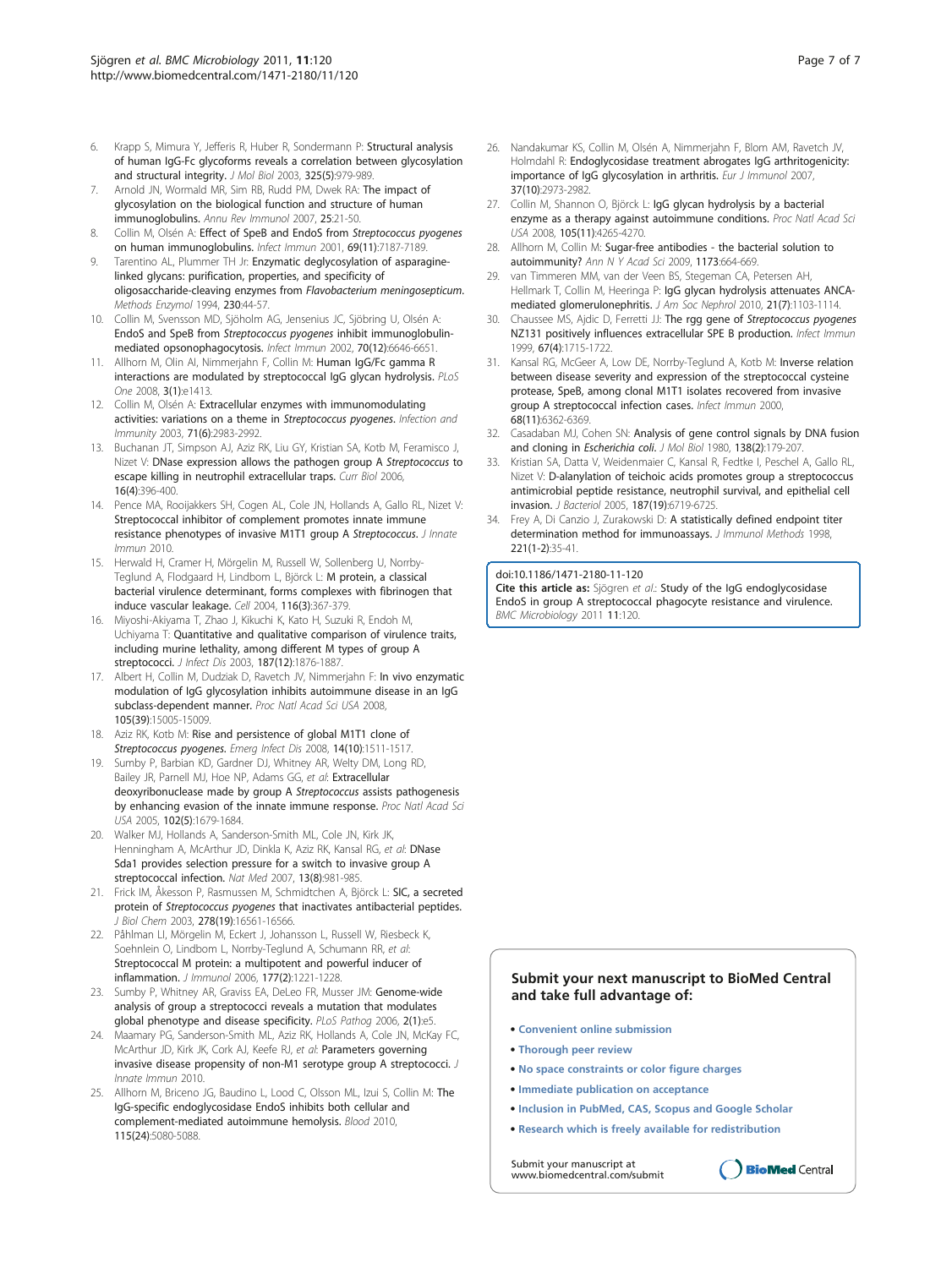6. Krapp S, Mimura Y, Jefferis R, Huber R, Sondermann P: **Structural analysis of human IgG-Fc glycoforms reveals a correlation between glycosylation and structural integrity.** *J Mol Biol* 2003, **325(5)**:979-989.
7. Arnold JN, Wormald MR, Sim RB, Rudd PM, Dwek RA: **The impact of glycosylation on the biological function and structure of human immunoglobulins.** *Annu Rev Immunol* 2007, **25**:21-50.
8. Collin M, Olsén A: **Effect of SpeB and EndoS from *Streptococcus pyogenes* on human immunoglobulins.** *Infect Immun* 2001, **69(11)**:7187-7189.
9. Tarentino AL, Plummer TH Jr: **Enzymatic deglycosylation of asparagine-linked glycans: purification, properties, and specificity of oligosaccharide-cleaving enzymes from *Flavobacterium meningosepticum*.** *Methods Enzymol* 1994, **230**:44-57.
10. Collin M, Svensson MD, Sjöholm AG, Jensenius JC, Sjöbring U, Olsén A: **EndoS and SpeB from *Streptococcus pyogenes* inhibit immunoglobulin-mediated opsonophagocytosis.** *Infect Immun* 2002, **70(12)**:6646-6651.
11. Allhorn M, Olin AI, Nimmerjahn F, Collin M: **Human IgG/Fc gamma R interactions are modulated by streptococcal IgG glycan hydrolysis.** *PLoS One* 2008, **3(1)**:e1413.
12. Collin M, Olsén A: **Extracellular enzymes with immunomodulating activities: variations on a theme in *Streptococcus pyogenes*.** *Infection and Immunity* 2003, **71(6)**:2983-2992.
13. Buchanan JT, Simpson AJ, Aziz RK, Liu GY, Kristian SA, Kotb M, Feramisco J, Nizet V: **DNase expression allows the pathogen group A *Streptococcus* to escape killing in neutrophil extracellular traps.** *Curr Biol* 2006, **16(4)**:396-400.
14. Pence MA, Rooijakkers SH, Cogen AL, Cole JN, Hollands A, Gallo RL, Nizet V: **Streptococcal inhibitor of complement promotes innate immune resistance phenotypes of invasive M1T1 group A *Streptococcus*.** *J Innate Immun* 2010.
15. Herwald H, Cramer H, Mörgelin M, Russell W, Sollenberg U, Norrby-Teglund A, Flodgaard H, Lindbom L, Björck L: **M protein, a classical bacterial virulence determinant, forms complexes with fibrinogen that induce vascular leakage.** *Cell* 2004, **116(3)**:367-379.
16. Miyoshi-Akiyama T, Zhao J, Kikuchi K, Kato H, Suzuki R, Endoh M, Uchiyama T: **Quantitative and qualitative comparison of virulence traits, including murine lethality, among different M types of group A streptococci.** *J Infect Dis* 2003, **187(12)**:1876-1887.
17. Albert H, Collin M, Dudziak D, Ravetch JV, Nimmerjahn F: **In vivo enzymatic modulation of IgG glycosylation inhibits autoimmune disease in an IgG subclass-dependent manner.** *Proc Natl Acad Sci USA* 2008, **105(39)**:15005-15009.
18. Aziz RK, Kotb M: **Rise and persistence of global M1T1 clone of *Streptococcus pyogenes*.** *Emerg Infect Dis* 2008, **14(10)**:1511-1517.
19. Sumby P, Barbian KD, Gardner DJ, Whitney AR, Welty DM, Long RD, Bailey JR, Parnell MJ, Hoe NP, Adams GG, *et al*: **Extracellular deoxyribonuclease made by group A *Streptococcus* assists pathogenesis by enhancing evasion of the innate immune response.** *Proc Natl Acad Sci USA* 2005, **102(5)**:1679-1684.
20. Walker MJ, Hollands A, Sanderson-Smith ML, Cole JN, Kirk JK, Henningham A, McArthur JD, Dinkla K, Aziz RK, Kansal RG, *et al*: **DNase Sda1 provides selection pressure for a switch to invasive group A streptococcal infection.** *Nat Med* 2007, **13(8)**:981-985.
21. Frick IM, Åkesson P, Rasmussen M, Schmidtchen A, Björck L: **SIC, a secreted protein of *Streptococcus pyogenes* that inactivates antibacterial peptides.** *J Biol Chem* 2003, **278(19)**:16561-16566.
22. Påhlman LI, Mörgelin M, Eckert J, Johansson L, Russell W, Riesbeck K, Soehnlein O, Lindbom L, Norrby-Teglund A, Schumann RR, *et al*: **Streptococcal M protein: a multipotent and powerful inducer of inflammation.** *J Immunol* 2006, **177(2)**:1221-1228.
23. Sumby P, Whitney AR, Graviss EA, DeLeo FR, Musser JM: **Genome-wide analysis of group a streptococci reveals a mutation that modulates global phenotype and disease specificity.** *PLoS Pathog* 2006, **2(1)**:e5.
24. Maamary PG, Sanderson-Smith ML, Aziz RK, Hollands A, Cole JN, McKay FC, McArthur JD, Kirk JK, Cork AJ, Keefe RJ, *et al*: **Parameters governing invasive disease propensity of non-M1 serotype group A streptococci.** *J Innate Immun* 2010.
25. Allhorn M, Briceno JG, Baudino L, Lood C, Olsson ML, Izui S, Collin M: **The IgG-specific endoglycosidase EndoS inhibits both cellular and complement-mediated autoimmune hemolysis.** *Blood* 2010, **115(24)**:5080-5088.
26. Nandakumar KS, Collin M, Olsén A, Nimmerjahn F, Blom AM, Ravetch JV, Holmdahl R: **Endoglycosidase treatment abrogates IgG arthritogenicity: importance of IgG glycosylation in arthritis.** *Eur J Immunol* 2007, **37(10)**:2973-2982.
27. Collin M, Shannon O, Björck L: **IgG glycan hydrolysis by a bacterial enzyme as a therapy against autoimmune conditions.** *Proc Natl Acad Sci USA* 2008, **105(11)**:4265-4270.
28. Allhorn M, Collin M: **Sugar-free antibodies - the bacterial solution to autoimmunity?** *Ann N Y Acad Sci* 2009, **1173**:664-669.
29. van Timmeren MM, van der Veen BS, Stegeman CA, Petersen AH, Hellmark T, Collin M, Heeringa P: **IgG glycan hydrolysis attenuates ANCA-mediated glomerulonephritis.** *J Am Soc Nephrol* 2010, **21(7)**:1103-1114.
30. Chaussee MS, Ajdic D, Ferretti JJ: **The rgg gene of *Streptococcus pyogenes* NZ131 positively influences extracellular SPE B production.** *Infect Immun* 1999, **67(4)**:1715-1722.
31. Kansal RG, McGeer A, Low DE, Norrby-Teglund A, Kotb M: **Inverse relation between disease severity and expression of the streptococcal cysteine protease, SpeB, among clonal M1T1 isolates recovered from invasive group A streptococcal infection cases.** *Infect Immun* 2000, **68(11)**:6362-6369.
32. Casadaban MJ, Cohen SN: **Analysis of gene control signals by DNA fusion and cloning in *Escherichia coli*.** *J Mol Biol* 1980, **138(2)**:179-207.
33. Kristian SA, Datta V, Weidenmaier C, Kansal R, Fedtke I, Peschel A, Gallo RL, Nizet V: **D-alanylation of teichoic acids promotes group a streptococcus antimicrobial peptide resistance, neutrophil survival, and epithelial cell invasion.** *J Bacteriol* 2005, **187(19)**:6719-6725.
34. Frey A, Di Canzio J, Zurakowski D: **A statistically defined endpoint titer determination method for immunoassays.** *J Immunol Methods* 1998, **221(1-2)**:35-41.

doi:10.1186/1471-2180-11-120

**Cite this article as:** Sjögren *et al*.: Study of the IgG endoglycosidase EndoS in group A streptococcal phagocyte resistance and virulence. *BMC Microbiology* 2011 **11**:120.

**Submit your next manuscript to BioMed Central and take full advantage of:**

- **Convenient online submission**
- **Thorough peer review**
- **No space constraints or color figure charges**
- **Immediate publication on acceptance**
- **Inclusion in PubMed, CAS, Scopus and Google Scholar**
- **Research which is freely available for redistribution**

Submit your manuscript at
www.biomedcentral.com/submit

BioMed Central